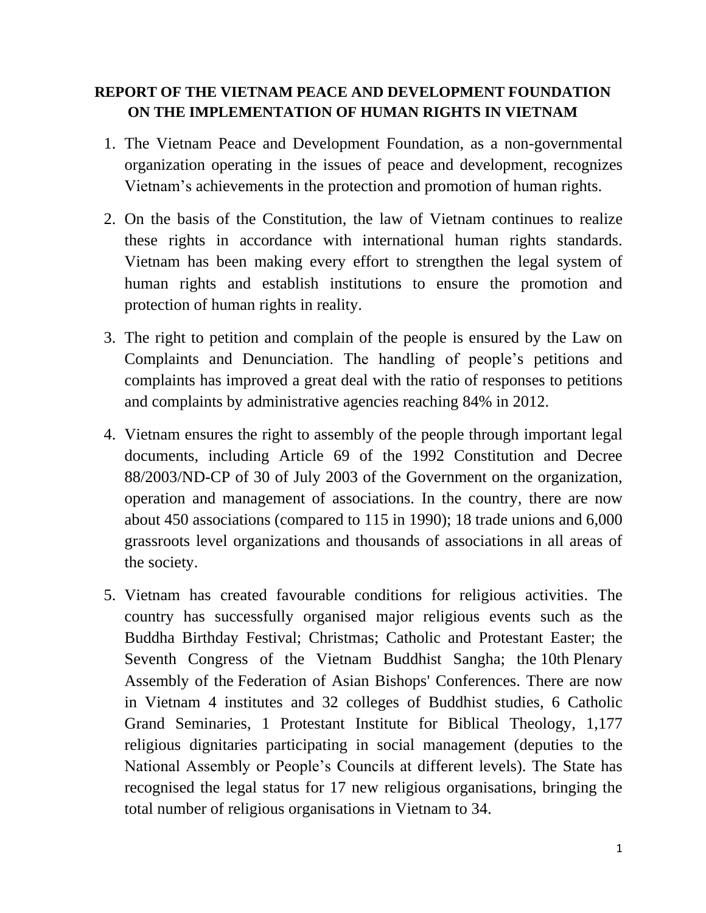# REPORT OF THE VIETNAM PEACE AND DEVELOPMENT FOUNDATION ON THE IMPLEMENTATION OF HUMAN RIGHTS IN VIETNAM

1. The Vietnam Peace and Development Foundation, as a non-governmental organization operating in the issues of peace and development, recognizes Vietnam's achievements in the protection and promotion of human rights.

2. On the basis of the Constitution, the law of Vietnam continues to realize these rights in accordance with international human rights standards. Vietnam has been making every effort to strengthen the legal system of human rights and establish institutions to ensure the promotion and protection of human rights in reality.

3. The right to petition and complain of the people is ensured by the Law on Complaints and Denunciation. The handling of people's petitions and complaints has improved a great deal with the ratio of responses to petitions and complaints by administrative agencies reaching 84% in 2012.

4. Vietnam ensures the right to assembly of the people through important legal documents, including Article 69 of the 1992 Constitution and Decree 88/2003/ND-CP of 30 of July 2003 of the Government on the organization, operation and management of associations. In the country, there are now about 450 associations (compared to 115 in 1990); 18 trade unions and 6,000 grassroots level organizations and thousands of associations in all areas of the society.

5. Vietnam has created favourable conditions for religious activities. The country has successfully organised major religious events such as the Buddha Birthday Festival; Christmas; Catholic and Protestant Easter; the Seventh Congress of the Vietnam Buddhist Sangha; the 10th Plenary Assembly of the Federation of Asian Bishops' Conferences. There are now in Vietnam 4 institutes and 32 colleges of Buddhist studies, 6 Catholic Grand Seminaries, 1 Protestant Institute for Biblical Theology, 1,177 religious dignitaries participating in social management (deputies to the National Assembly or People's Councils at different levels). The State has recognised the legal status for 17 new religious organisations, bringing the total number of religious organisations in Vietnam to 34.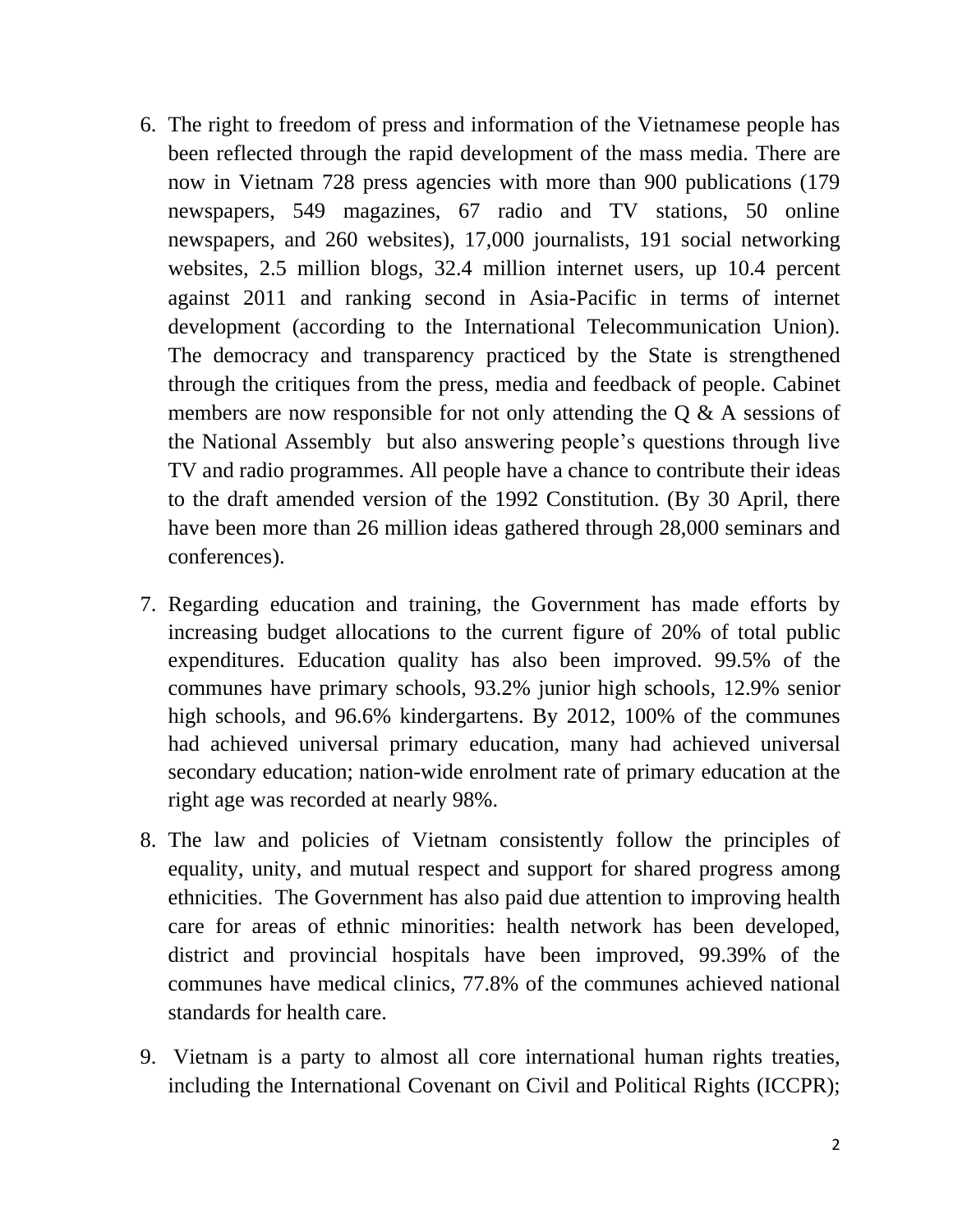6. The right to freedom of press and information of the Vietnamese people has been reflected through the rapid development of the mass media. There are now in Vietnam 728 press agencies with more than 900 publications (179 newspapers, 549 magazines, 67 radio and TV stations, 50 online newspapers, and 260 websites), 17,000 journalists, 191 social networking websites, 2.5 million blogs, 32.4 million internet users, up 10.4 percent against 2011 and ranking second in Asia-Pacific in terms of internet development (according to the International Telecommunication Union). The democracy and transparency practiced by the State is strengthened through the critiques from the press, media and feedback of people. Cabinet members are now responsible for not only attending the Q & A sessions of the National Assembly but also answering people's questions through live TV and radio programmes. All people have a chance to contribute their ideas to the draft amended version of the 1992 Constitution. (By 30 April, there have been more than 26 million ideas gathered through 28,000 seminars and conferences).

7. Regarding education and training, the Government has made efforts by increasing budget allocations to the current figure of 20% of total public expenditures. Education quality has also been improved. 99.5% of the communes have primary schools, 93.2% junior high schools, 12.9% senior high schools, and 96.6% kindergartens. By 2012, 100% of the communes had achieved universal primary education, many had achieved universal secondary education; nation-wide enrolment rate of primary education at the right age was recorded at nearly 98%.

8. The law and policies of Vietnam consistently follow the principles of equality, unity, and mutual respect and support for shared progress among ethnicities. The Government has also paid due attention to improving health care for areas of ethnic minorities: health network has been developed, district and provincial hospitals have been improved, 99.39% of the communes have medical clinics, 77.8% of the communes achieved national standards for health care.

9. Vietnam is a party to almost all core international human rights treaties, including the International Covenant on Civil and Political Rights (ICCPR);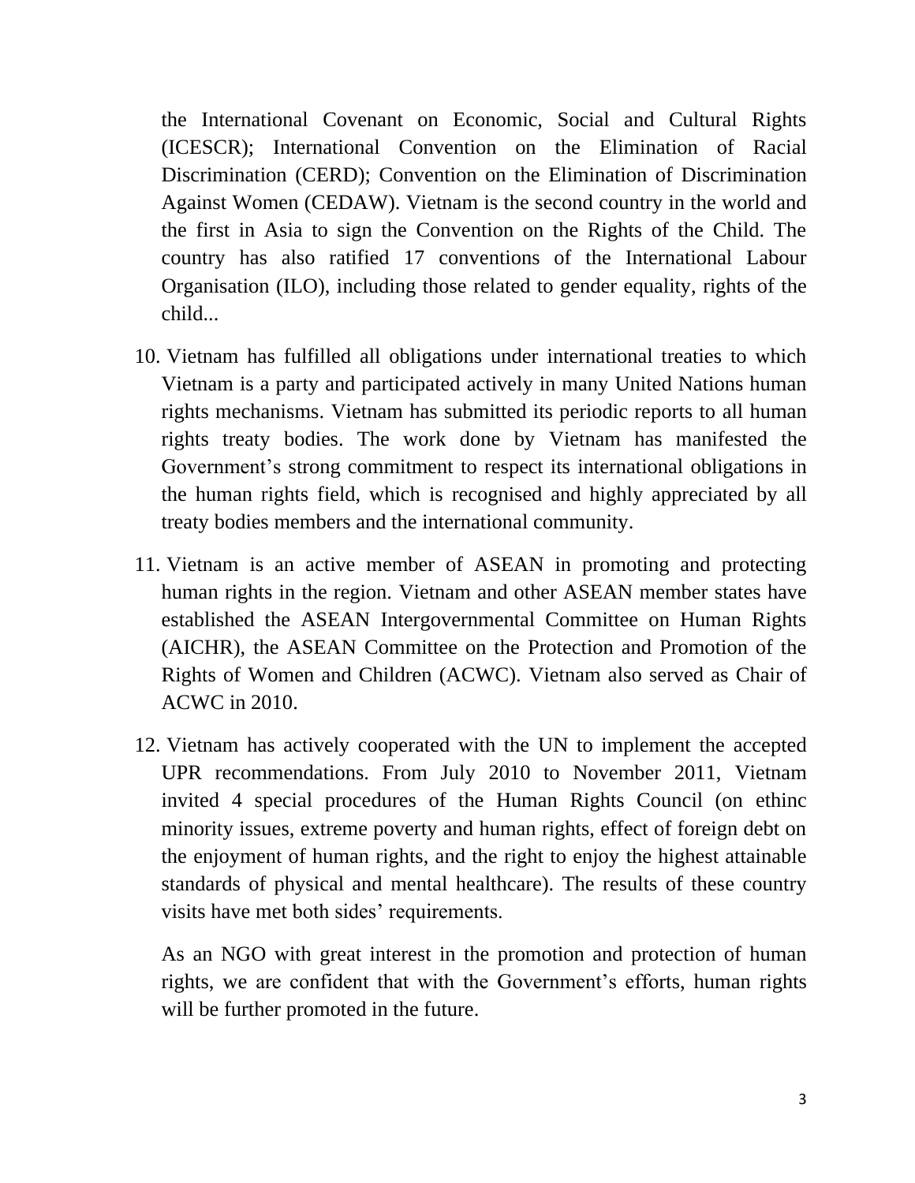the International Covenant on Economic, Social and Cultural Rights (ICESCR); International Convention on the Elimination of Racial Discrimination (CERD); Convention on the Elimination of Discrimination Against Women (CEDAW). Vietnam is the second country in the world and the first in Asia to sign the Convention on the Rights of the Child. The country has also ratified 17 conventions of the International Labour Organisation (ILO), including those related to gender equality, rights of the child...

10. Vietnam has fulfilled all obligations under international treaties to which Vietnam is a party and participated actively in many United Nations human rights mechanisms. Vietnam has submitted its periodic reports to all human rights treaty bodies. The work done by Vietnam has manifested the Government's strong commitment to respect its international obligations in the human rights field, which is recognised and highly appreciated by all treaty bodies members and the international community.

11. Vietnam is an active member of ASEAN in promoting and protecting human rights in the region. Vietnam and other ASEAN member states have established the ASEAN Intergovernmental Committee on Human Rights (AICHR), the ASEAN Committee on the Protection and Promotion of the Rights of Women and Children (ACWC). Vietnam also served as Chair of ACWC in 2010.

12. Vietnam has actively cooperated with the UN to implement the accepted UPR recommendations. From July 2010 to November 2011, Vietnam invited 4 special procedures of the Human Rights Council (on ethinc minority issues, extreme poverty and human rights, effect of foreign debt on the enjoyment of human rights, and the right to enjoy the highest attainable standards of physical and mental healthcare). The results of these country visits have met both sides' requirements.

    As an NGO with great interest in the promotion and protection of human rights, we are confident that with the Government's efforts, human rights will be further promoted in the future.